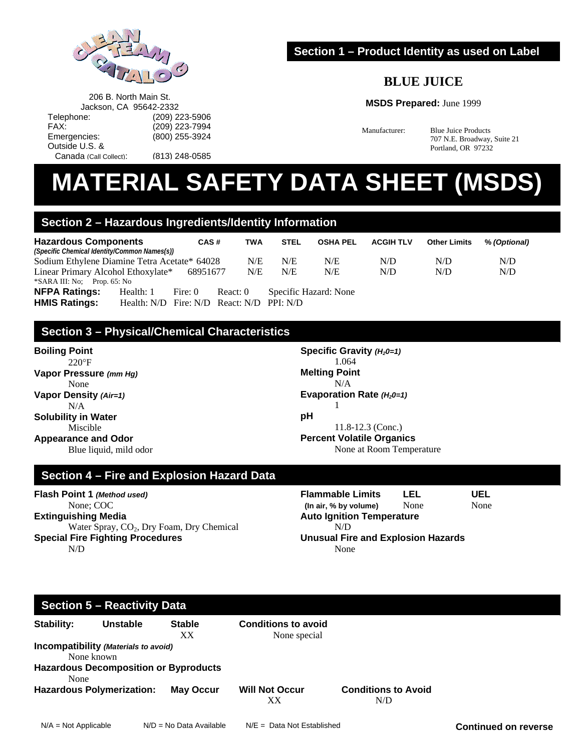Clean Team Catalog

206 B. North Main St.
Jackson, CA 95642-2332

| | |
|---|---|
| Telephone: | (209) 223-5906 |
| FAX: | (209) 223-7994 |
| Emergencies: | (800) 255-3924 |
| Outside U.S. & Canada (Call Collect): | (813) 248-0585 |

## Section 1 – Product Identity as used on Label

**BLUE JUICE**

**MSDS Prepared:** June 1999

Manufacturer: Blue Juice Products
707 N.E. Broadway, Suite 21
Portland, OR 97232

# MATERIAL SAFETY DATA SHEET (MSDS)

## Section 2 – Hazardous Ingredients/Identity Information

| **Hazardous Components** *(Specific Chemical Identity/Common Names(s))* | CAS # | TWA | STEL | OSHA PEL | ACGIH TLV | Other Limits | % *(Optional)* |
|---|---|---|---|---|---|---|---|
| Sodium Ethylene Diamine Tetra Acetate* | 64028 | N/E | N/E | N/E | N/D | N/D | N/D |
| Linear Primary Alcohol Ethoxylate* | 68951677 | N/E | N/E | N/E | N/D | N/D | N/D |

*SARA III: No; Prop. 65: No

**NFPA Ratings:** Health: 1 Fire: 0 React: 0 Specific Hazard: None
**HMIS Ratings:** Health: N/D Fire: N/D React: N/D PPI: N/D

## Section 3 – Physical/Chemical Characteristics

**Boiling Point**
220°F

**Vapor Pressure** *(mm Hg)*
None

**Vapor Density** *(Air=1)*
N/A

**Solubility in Water**
Miscible

**Appearance and Odor**
Blue liquid, mild odor

**Specific Gravity** *($H_20$=1)*
1.064

**Melting Point**
N/A

**Evaporation Rate** *($H_20$=1)*
1

**pH**
11.8-12.3 (Conc.)

**Percent Volatile Organics**
None at Room Temperature

## Section 4 – Fire and Explosion Hazard Data

**Flash Point 1** *(Method used)*
None; COC

**Extinguishing Media**
Water Spray, $CO_2$, Dry Foam, Dry Chemical

**Special Fire Fighting Procedures**
N/D

**Flammable Limits** (In air, % by volume) — **LEL:** None — **UEL:** None

**Auto Ignition Temperature**
N/D

**Unusual Fire and Explosion Hazards**
None

## Section 5 – Reactivity Data

| **Stability:** | **Unstable** | **Stable** | **Conditions to avoid** |
|---|---|---|---|
| | | XX | None special |

**Incompatibility** *(Materials to avoid)*
None known

**Hazardous Decomposition or Byproducts**
None

| **Hazardous Polymerization:** | **May Occur** | **Will Not Occur** | **Conditions to Avoid** |
|---|---|---|---|
| | | XX | N/D |

N/A = Not Applicable N/D = No Data Available N/E = Data Not Established

**Continued on reverse**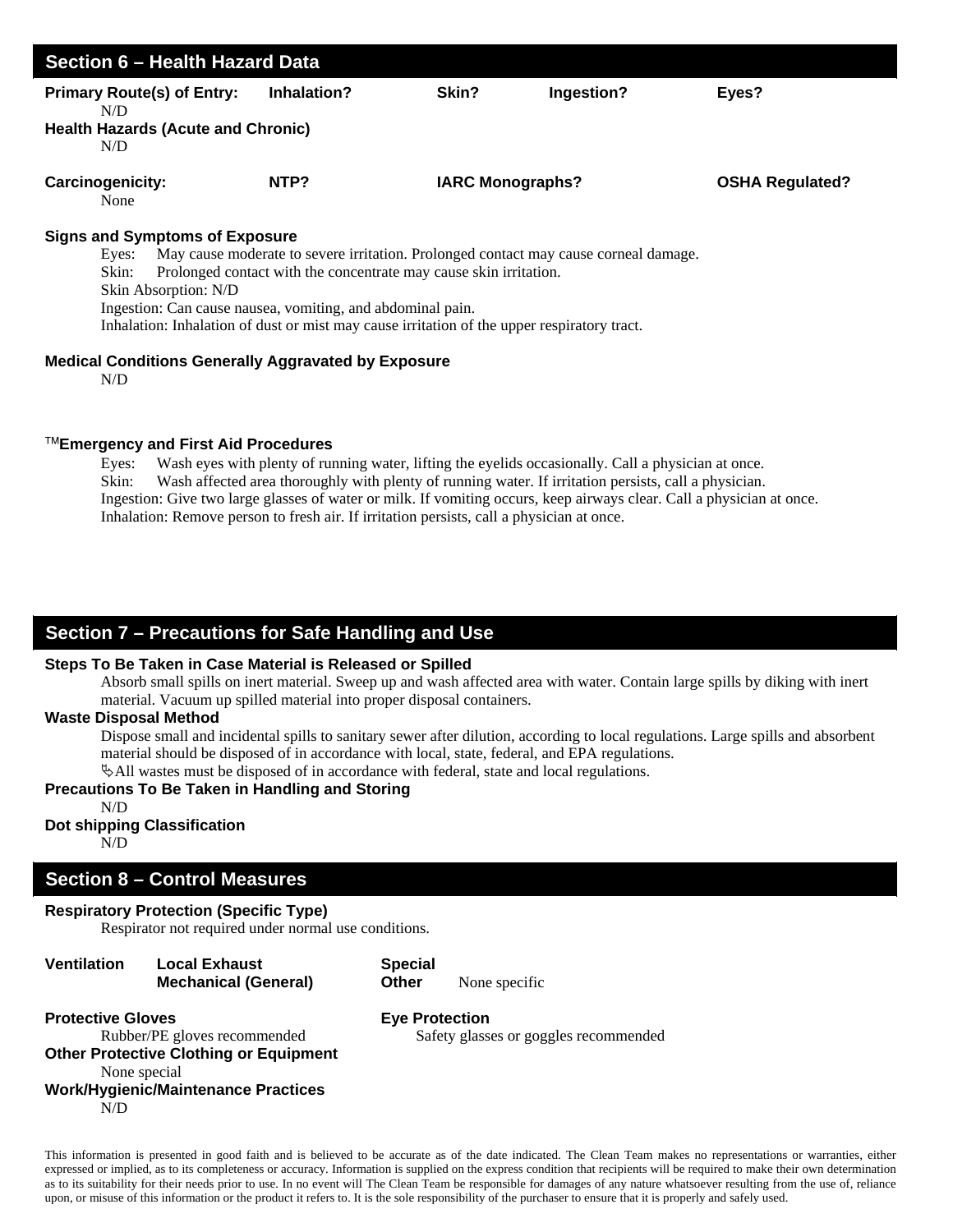## Section 6 – Health Hazard Data

**Primary Route(s) of Entry:** **Inhalation?** **Skin?** **Ingestion?** **Eyes?**

N/D

**Health Hazards (Acute and Chronic)**

N/D

**Carcinogenicity:** **NTP?** **IARC Monographs?** **OSHA Regulated?**

None

**Signs and Symptoms of Exposure**

Eyes: May cause moderate to severe irritation. Prolonged contact may cause corneal damage.
Skin: Prolonged contact with the concentrate may cause skin irritation.
Skin Absorption: N/D
Ingestion: Can cause nausea, vomiting, and abdominal pain.
Inhalation: Inhalation of dust or mist may cause irritation of the upper respiratory tract.

**Medical Conditions Generally Aggravated by Exposure**

N/D

**™Emergency and First Aid Procedures**

Eyes: Wash eyes with plenty of running water, lifting the eyelids occasionally. Call a physician at once.
Skin: Wash affected area thoroughly with plenty of running water. If irritation persists, call a physician.
Ingestion: Give two large glasses of water or milk. If vomiting occurs, keep airways clear. Call a physician at once.
Inhalation: Remove person to fresh air. If irritation persists, call a physician at once.

## Section 7 – Precautions for Safe Handling and Use

**Steps To Be Taken in Case Material is Released or Spilled**

Absorb small spills on inert material. Sweep up and wash affected area with water. Contain large spills by diking with inert material. Vacuum up spilled material into proper disposal containers.

**Waste Disposal Method**

Dispose small and incidental spills to sanitary sewer after dilution, according to local regulations. Large spills and absorbent material should be disposed of in accordance with local, state, federal, and EPA regulations.

All wastes must be disposed of in accordance with federal, state and local regulations.

**Precautions To Be Taken in Handling and Storing**

N/D

**Dot shipping Classification**

N/D

## Section 8 – Control Measures

**Respiratory Protection (Specific Type)**

Respirator not required under normal use conditions.

**Ventilation** **Local Exhaust** **Special**
**Mechanical (General)** **Other** None specific

**Protective Gloves**

Rubber/PE gloves recommended

**Eye Protection**

Safety glasses or goggles recommended

**Other Protective Clothing or Equipment**

None special

**Work/Hygienic/Maintenance Practices**

N/D

This information is presented in good faith and is believed to be accurate as of the date indicated. The Clean Team makes no representations or warranties, either expressed or implied, as to its completeness or accuracy. Information is supplied on the express condition that recipients will be required to make their own determination as to its suitability for their needs prior to use. In no event will The Clean Team be responsible for damages of any nature whatsoever resulting from the use of, reliance upon, or misuse of this information or the product it refers to. It is the sole responsibility of the purchaser to ensure that it is properly and safely used.